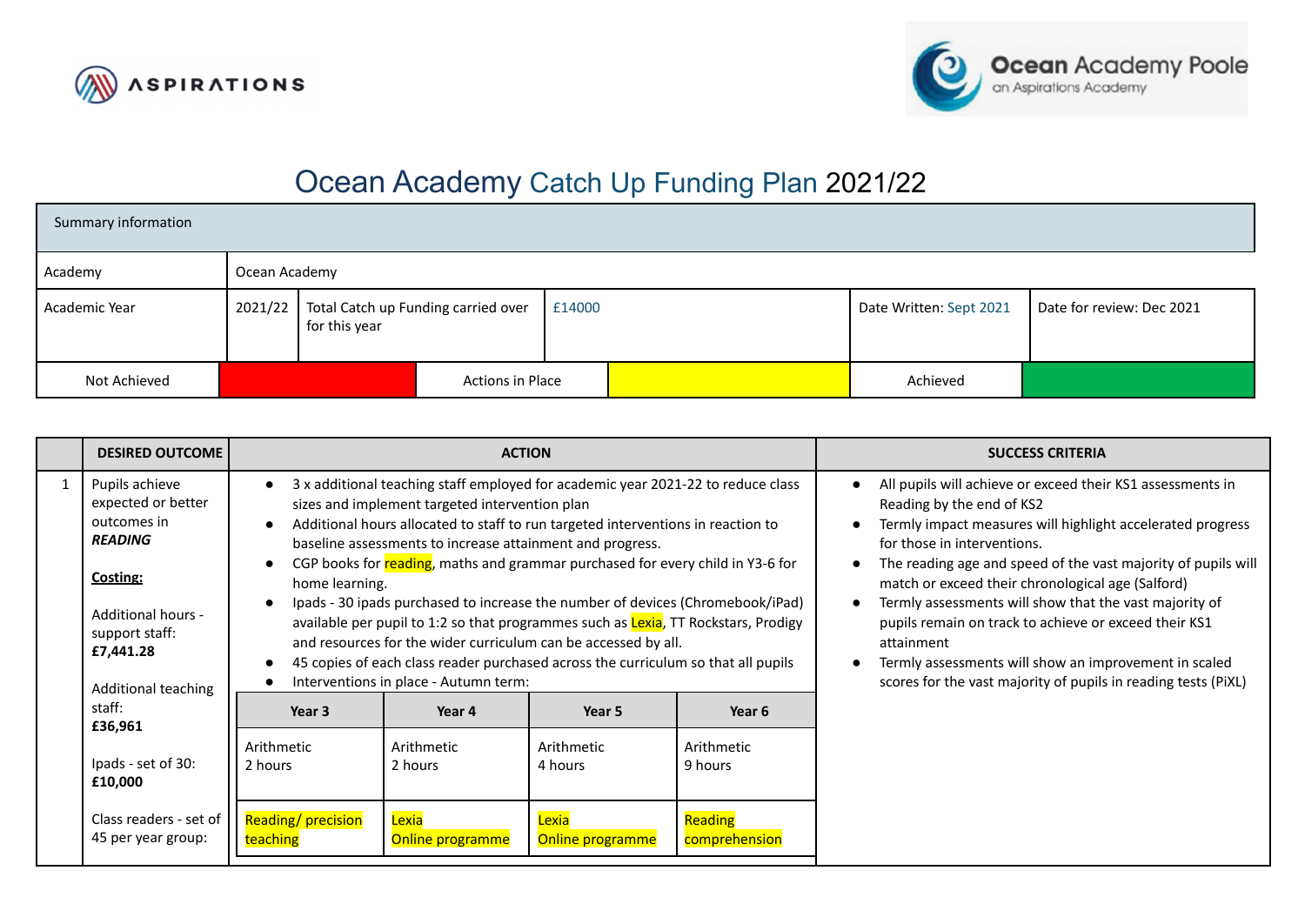# Ocean Academy Catch Up Funding Plan 2021/22

| Summary information | | | | | |
|---|---|---|---|---|---|
| Academy | Ocean Academy | | | | |
| Academic Year | 2021/22 | Total Catch up Funding carried over for this year | £14000 | Date Written: Sept 2021 | Date for review: Dec 2021 |

| Not Achieved | | Actions in Place | | Achieved | |
|---|---|---|---|---|---|

| | DESIRED OUTCOME | ACTION | SUCCESS CRITERIA |
|---|---|---|---|
| 1 | Pupils achieve expected or better outcomes in ***READING*** <br><br> **Costing:** <br><br> Additional hours - support staff: **£7,441.28** <br><br> Additional teaching staff: **£36,961** <br><br> Ipads - set of 30: **£10,000** <br><br> Class readers - set of 45 per year group: | • 3 x additional teaching staff employed for academic year 2021-22 to reduce class sizes and implement targeted intervention plan <br> • Additional hours allocated to staff to run targeted interventions in reaction to baseline assessments to increase attainment and progress. <br> • CGP books for reading, maths and grammar purchased for every child in Y3-6 for home learning. <br> • Ipads - 30 ipads purchased to increase the number of devices (Chromebook/iPad) available per pupil to 1:2 so that programmes such as Lexia, TT Rockstars, Prodigy and resources for the wider curriculum can be accessed by all. <br> • 45 copies of each class reader purchased across the curriculum so that all pupils <br> • Interventions in place - Autumn term: <br><br> **Year 3:** Arithmetic 2 hours; Reading/ precision teaching <br> **Year 4:** Arithmetic 2 hours; Lexia Online programme <br> **Year 5:** Arithmetic 4 hours; Lexia Online programme <br> **Year 6:** Arithmetic 9 hours; Reading comprehension | • All pupils will achieve or exceed their KS1 assessments in Reading by the end of KS2 <br> • Termly impact measures will highlight accelerated progress for those in interventions. <br> • The reading age and speed of the vast majority of pupils will match or exceed their chronological age (Salford) <br> • Termly assessments will show that the vast majority of pupils remain on track to achieve or exceed their KS1 attainment <br> • Termly assessments will show an improvement in scaled scores for the vast majority of pupils in reading tests (PiXL) |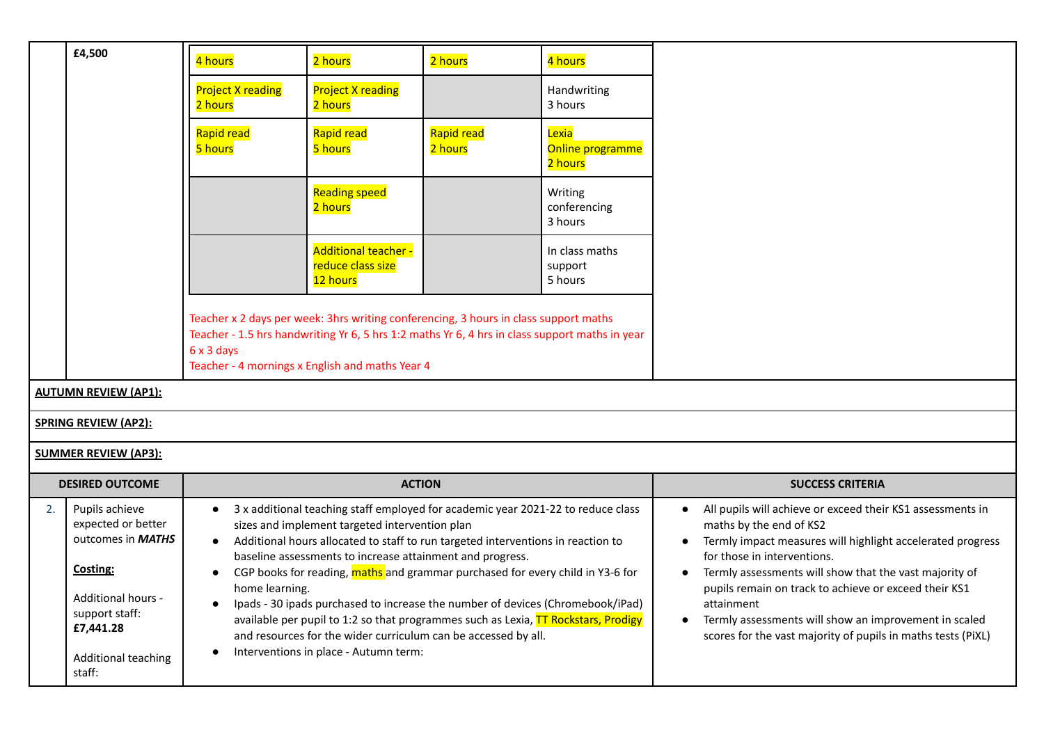| | £4,500 | | | | | |
|---|---|---|---|---|---|---|
| | | 4 hours | 2 hours | 2 hours | 4 hours | |
| | | Project X reading 2 hours | Project X reading 2 hours | | Handwriting 3 hours | |
| | | Rapid read 5 hours | Rapid read 5 hours | Rapid read 2 hours | Lexia Online programme 2 hours | |
| | | | Reading speed 2 hours | | Writing conferencing 3 hours | |
| | | | Additional teacher - reduce class size 12 hours | | In class maths support 5 hours | |

Teacher x 2 days per week: 3hrs writing conferencing, 3 hours in class support maths
Teacher - 1.5 hrs handwriting Yr 6, 5 hrs 1:2 maths Yr 6, 4 hrs in class support maths in year 6 x 3 days
Teacher - 4 mornings x English and maths Year 4

**AUTUMN REVIEW (AP1):**

**SPRING REVIEW (AP2):**

**SUMMER REVIEW (AP3):**

| | DESIRED OUTCOME | ACTION | SUCCESS CRITERIA |
|---|---|---|---|
| 2. | Pupils achieve expected or better outcomes in ***MATHS*** <br><br> **Costing:** <br><br> Additional hours - support staff: **£7,441.28** <br><br> Additional teaching staff: | • 3 x additional teaching staff employed for academic year 2021-22 to reduce class sizes and implement targeted intervention plan <br> • Additional hours allocated to staff to run targeted interventions in reaction to baseline assessments to increase attainment and progress. <br> • CGP books for reading, maths and grammar purchased for every child in Y3-6 for home learning. <br> • Ipads - 30 ipads purchased to increase the number of devices (Chromebook/iPad) available per pupil to 1:2 so that programmes such as Lexia, TT Rockstars, Prodigy and resources for the wider curriculum can be accessed by all. <br> • Interventions in place - Autumn term: | • All pupils will achieve or exceed their KS1 assessments in maths by the end of KS2 <br> • Termly impact measures will highlight accelerated progress for those in interventions. <br> • Termly assessments will show that the vast majority of pupils remain on track to achieve or exceed their KS1 attainment <br> • Termly assessments will show an improvement in scaled scores for the vast majority of pupils in maths tests (PiXL) |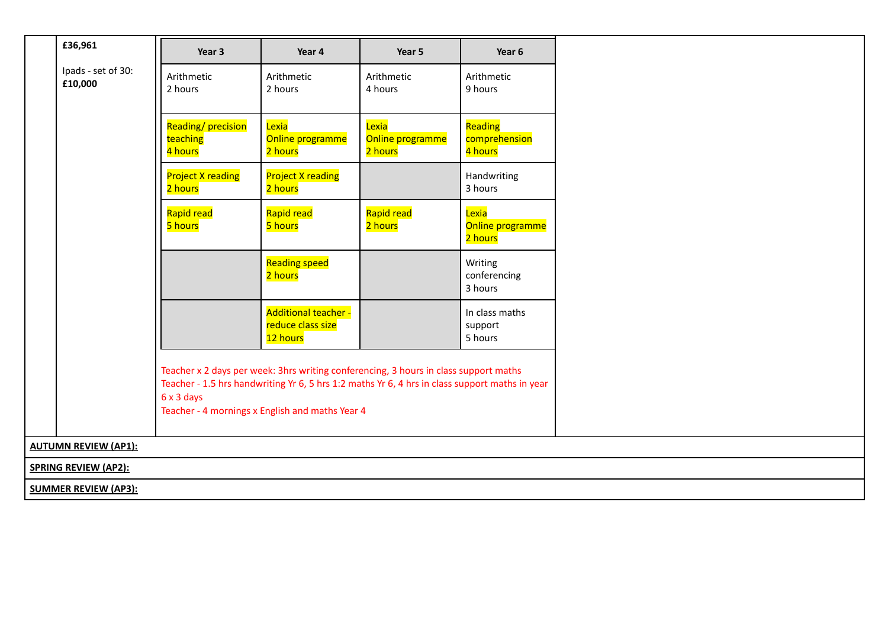**£36,961**

Ipads - set of 30: **£10,000**

| Year 3 | Year 4 | Year 5 | Year 6 |
|---|---|---|---|
| Arithmetic 2 hours | Arithmetic 2 hours | Arithmetic 4 hours | Arithmetic 9 hours |
| Reading/ precision teaching 4 hours | Lexia Online programme 2 hours | Lexia Online programme 2 hours | Reading comprehension 4 hours |
| Project X reading 2 hours | Project X reading 2 hours | | Handwriting 3 hours |
| Rapid read 5 hours | Rapid read 5 hours | Rapid read 2 hours | Lexia Online programme 2 hours |
| | Reading speed 2 hours | | Writing conferencing 3 hours |
| | Additional teacher - reduce class size 12 hours | | In class maths support 5 hours |

Teacher x 2 days per week: 3hrs writing conferencing, 3 hours in class support maths
Teacher - 1.5 hrs handwriting Yr 6, 5 hrs 1:2 maths Yr 6, 4 hrs in class support maths in year 6 x 3 days
Teacher - 4 mornings x English and maths Year 4

**AUTUMN REVIEW (AP1):**

**SPRING REVIEW (AP2):**

**SUMMER REVIEW (AP3):**